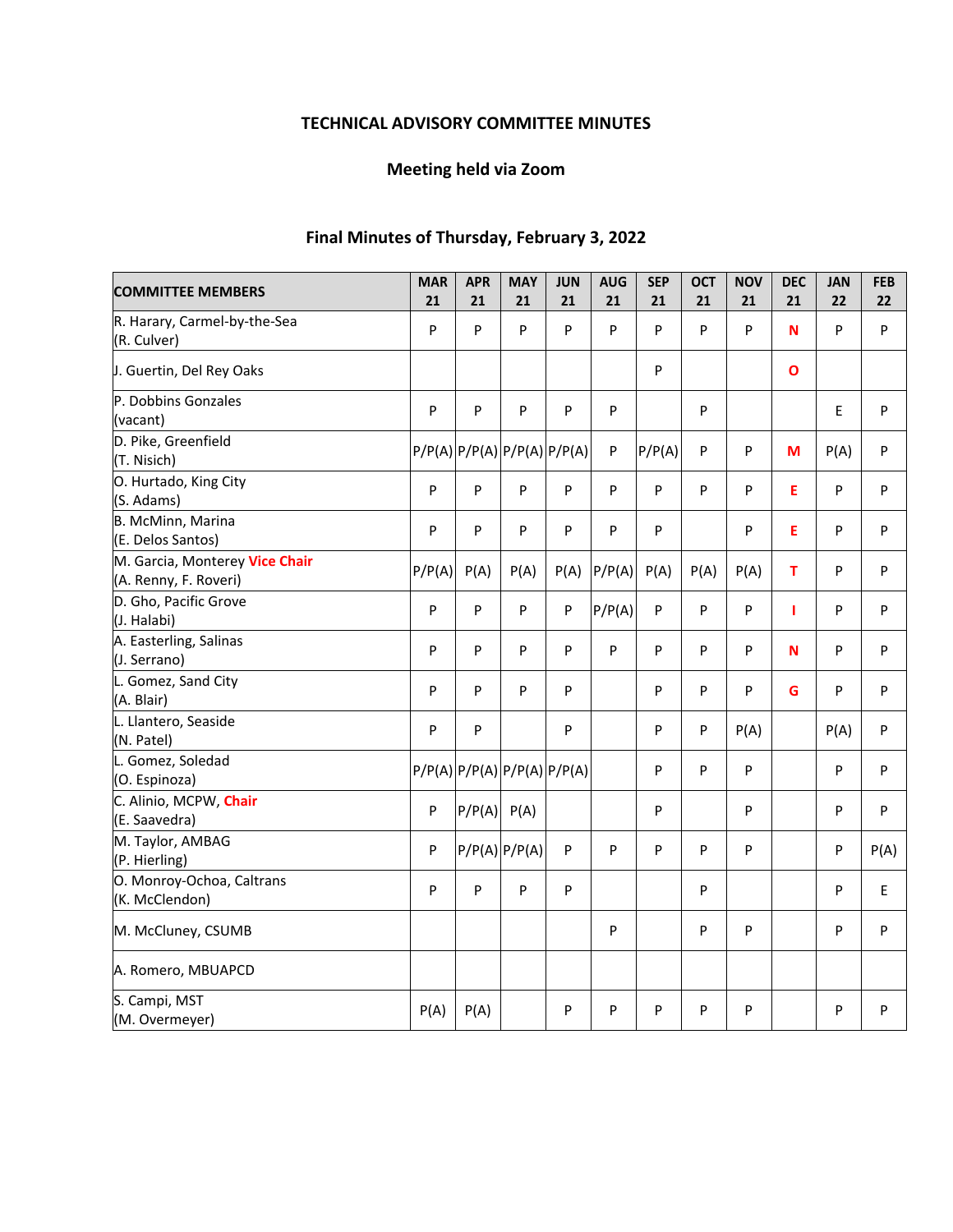**TECHNICAL ADVISORY COMMITTEE MINUTES**

**Meeting held via Zoom**

**Final Minutes of Thursday, February 3, 2022**

| COMMITTEE MEMBERS | MAR 21 | APR 21 | MAY 21 | JUN 21 | AUG 21 | SEP 21 | OCT 21 | NOV 21 | DEC 21 | JAN 22 | FEB 22 |
|---|---|---|---|---|---|---|---|---|---|---|---|
| R. Harary, Carmel-by-the-Sea (R. Culver) | P | P | P | P | P | P | P | P | N | P | P |
| J. Guertin, Del Rey Oaks | | | | | | P | | | O | | |
| P. Dobbins Gonzales (vacant) | P | P | P | P | P | | P | | | E | P |
| D. Pike, Greenfield (T. Nisich) | P/P(A) | P/P(A) | P/P(A) | P/P(A) | P | P/P(A) | P | P | M | P(A) | P |
| O. Hurtado, King City (S. Adams) | P | P | P | P | P | P | P | P | E | P | P |
| B. McMinn, Marina (E. Delos Santos) | P | P | P | P | P | P | | P | E | P | P |
| M. Garcia, Monterey **Vice Chair** (A. Renny, F. Roveri) | P/P(A) | P(A) | P(A) | P(A) | P/P(A) | P(A) | P(A) | P(A) | T | P | P |
| D. Gho, Pacific Grove (J. Halabi) | P | P | P | P | P/P(A) | P | P | P | I | P | P |
| A. Easterling, Salinas (J. Serrano) | P | P | P | P | P | P | P | P | N | P | P |
| L. Gomez, Sand City (A. Blair) | P | P | P | P | | P | P | P | G | P | P |
| L. Llantero, Seaside (N. Patel) | P | P | | P | | P | P | P(A) | | P(A) | P |
| L. Gomez, Soledad (O. Espinoza) | P/P(A) | P/P(A) | P/P(A) | P/P(A) | | P | P | P | | P | P |
| C. Alinio, MCPW, **Chair** (E. Saavedra) | P | P/P(A) | P(A) | | | P | | P | | P | P |
| M. Taylor, AMBAG (P. Hierling) | P | P/P(A) | P/P(A) | P | P | P | P | P | | P | P(A) |
| O. Monroy-Ochoa, Caltrans (K. McClendon) | P | P | P | P | | | P | | | P | E |
| M. McCluney, CSUMB | | | | | P | | P | P | | P | P |
| A. Romero, MBUAPCD | | | | | | | | | | | |
| S. Campi, MST (M. Overmeyer) | P(A) | P(A) | | P | P | P | P | P | | P | P |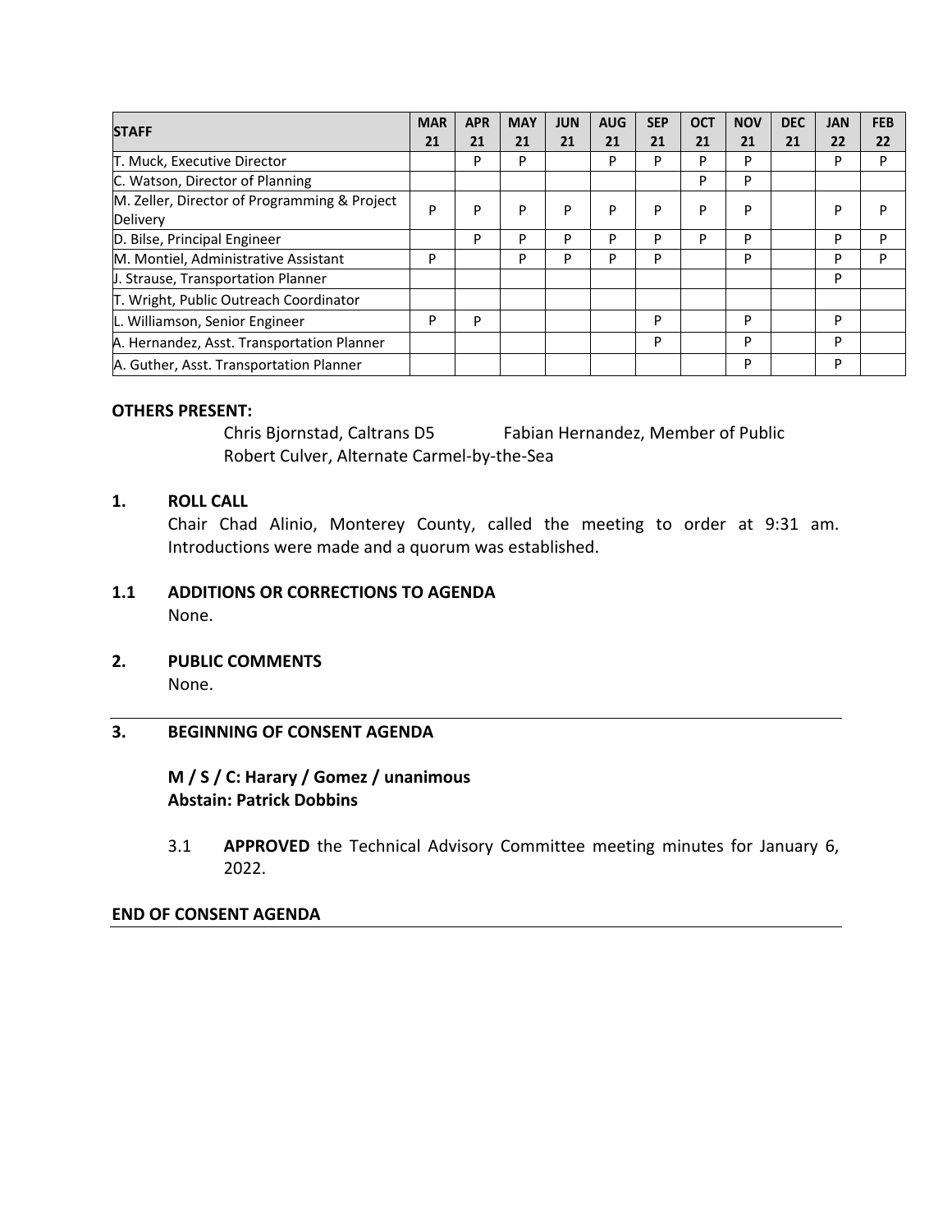| STAFF | MAR 21 | APR 21 | MAY 21 | JUN 21 | AUG 21 | SEP 21 | OCT 21 | NOV 21 | DEC 21 | JAN 22 | FEB 22 |
|---|---|---|---|---|---|---|---|---|---|---|---|
| T. Muck, Executive Director | | P | P | | P | P | P | P | | P | P |
| C. Watson, Director of Planning | | | | | | | P | P | | | |
| M. Zeller, Director of Programming & Project Delivery | P | P | P | P | P | P | P | P | | P | P |
| D. Bilse, Principal Engineer | | P | P | P | P | P | P | P | | P | P |
| M. Montiel, Administrative Assistant | P | | P | P | P | P | | P | | P | P |
| J. Strause, Transportation Planner | | | | | | | | | | P | |
| T. Wright, Public Outreach Coordinator | | | | | | | | | | | |
| L. Williamson, Senior Engineer | P | P | | | | P | | P | | P | |
| A. Hernandez, Asst. Transportation Planner | | | | | | P | | P | | P | |
| A. Guther, Asst. Transportation Planner | | | | | | | | P | | P | |

**OTHERS PRESENT:**

Chris Bjornstad, Caltrans D5
Fabian Hernandez, Member of Public
Robert Culver, Alternate Carmel-by-the-Sea

**1. ROLL CALL**

Chair Chad Alinio, Monterey County, called the meeting to order at 9:31 am. Introductions were made and a quorum was established.

**1.1 ADDITIONS OR CORRECTIONS TO AGENDA**

None.

**2. PUBLIC COMMENTS**

None.

---

**3. BEGINNING OF CONSENT AGENDA**

**M / S / C: Harary / Gomez / unanimous**
**Abstain: Patrick Dobbins**

3.1 **APPROVED** the Technical Advisory Committee meeting minutes for January 6, 2022.

**END OF CONSENT AGENDA**

---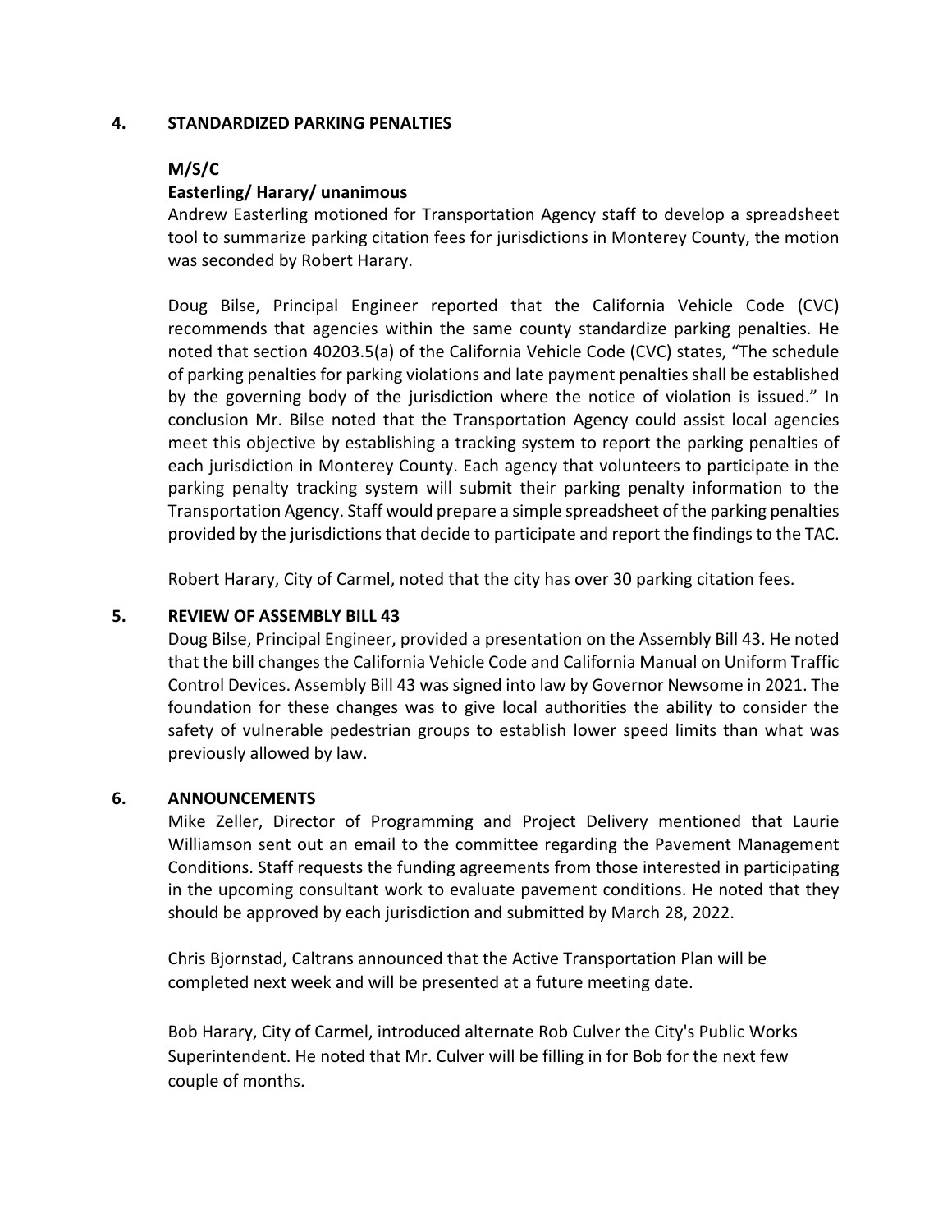## 4. STANDARDIZED PARKING PENALTIES

**M/S/C**

**Easterling/ Harary/ unanimous**

Andrew Easterling motioned for Transportation Agency staff to develop a spreadsheet tool to summarize parking citation fees for jurisdictions in Monterey County, the motion was seconded by Robert Harary.

Doug Bilse, Principal Engineer reported that the California Vehicle Code (CVC) recommends that agencies within the same county standardize parking penalties. He noted that section 40203.5(a) of the California Vehicle Code (CVC) states, "The schedule of parking penalties for parking violations and late payment penalties shall be established by the governing body of the jurisdiction where the notice of violation is issued." In conclusion Mr. Bilse noted that the Transportation Agency could assist local agencies meet this objective by establishing a tracking system to report the parking penalties of each jurisdiction in Monterey County. Each agency that volunteers to participate in the parking penalty tracking system will submit their parking penalty information to the Transportation Agency. Staff would prepare a simple spreadsheet of the parking penalties provided by the jurisdictions that decide to participate and report the findings to the TAC.

Robert Harary, City of Carmel, noted that the city has over 30 parking citation fees.

## 5. REVIEW OF ASSEMBLY BILL 43

Doug Bilse, Principal Engineer, provided a presentation on the Assembly Bill 43. He noted that the bill changes the California Vehicle Code and California Manual on Uniform Traffic Control Devices. Assembly Bill 43 was signed into law by Governor Newsome in 2021. The foundation for these changes was to give local authorities the ability to consider the safety of vulnerable pedestrian groups to establish lower speed limits than what was previously allowed by law.

## 6. ANNOUNCEMENTS

Mike Zeller, Director of Programming and Project Delivery mentioned that Laurie Williamson sent out an email to the committee regarding the Pavement Management Conditions. Staff requests the funding agreements from those interested in participating in the upcoming consultant work to evaluate pavement conditions. He noted that they should be approved by each jurisdiction and submitted by March 28, 2022.

Chris Bjornstad, Caltrans announced that the Active Transportation Plan will be completed next week and will be presented at a future meeting date.

Bob Harary, City of Carmel, introduced alternate Rob Culver the City's Public Works Superintendent. He noted that Mr. Culver will be filling in for Bob for the next few couple of months.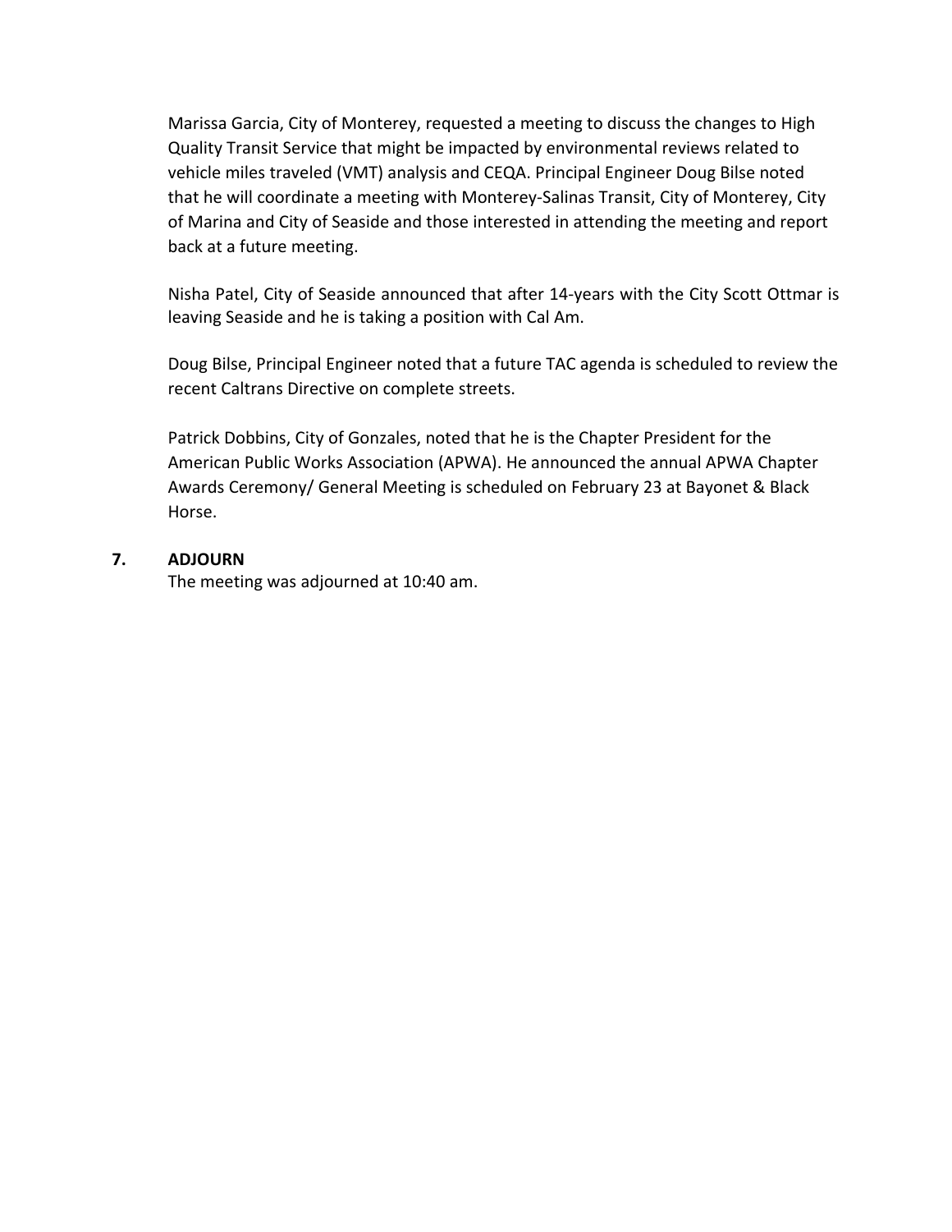Marissa Garcia, City of Monterey, requested a meeting to discuss the changes to High Quality Transit Service that might be impacted by environmental reviews related to vehicle miles traveled (VMT) analysis and CEQA. Principal Engineer Doug Bilse noted that he will coordinate a meeting with Monterey-Salinas Transit, City of Monterey, City of Marina and City of Seaside and those interested in attending the meeting and report back at a future meeting.

Nisha Patel, City of Seaside announced that after 14-years with the City Scott Ottmar is leaving Seaside and he is taking a position with Cal Am.

Doug Bilse, Principal Engineer noted that a future TAC agenda is scheduled to review the recent Caltrans Directive on complete streets.

Patrick Dobbins, City of Gonzales, noted that he is the Chapter President for the American Public Works Association (APWA). He announced the annual APWA Chapter Awards Ceremony/ General Meeting is scheduled on February 23 at Bayonet & Black Horse.

## 7. ADJOURN

The meeting was adjourned at 10:40 am.